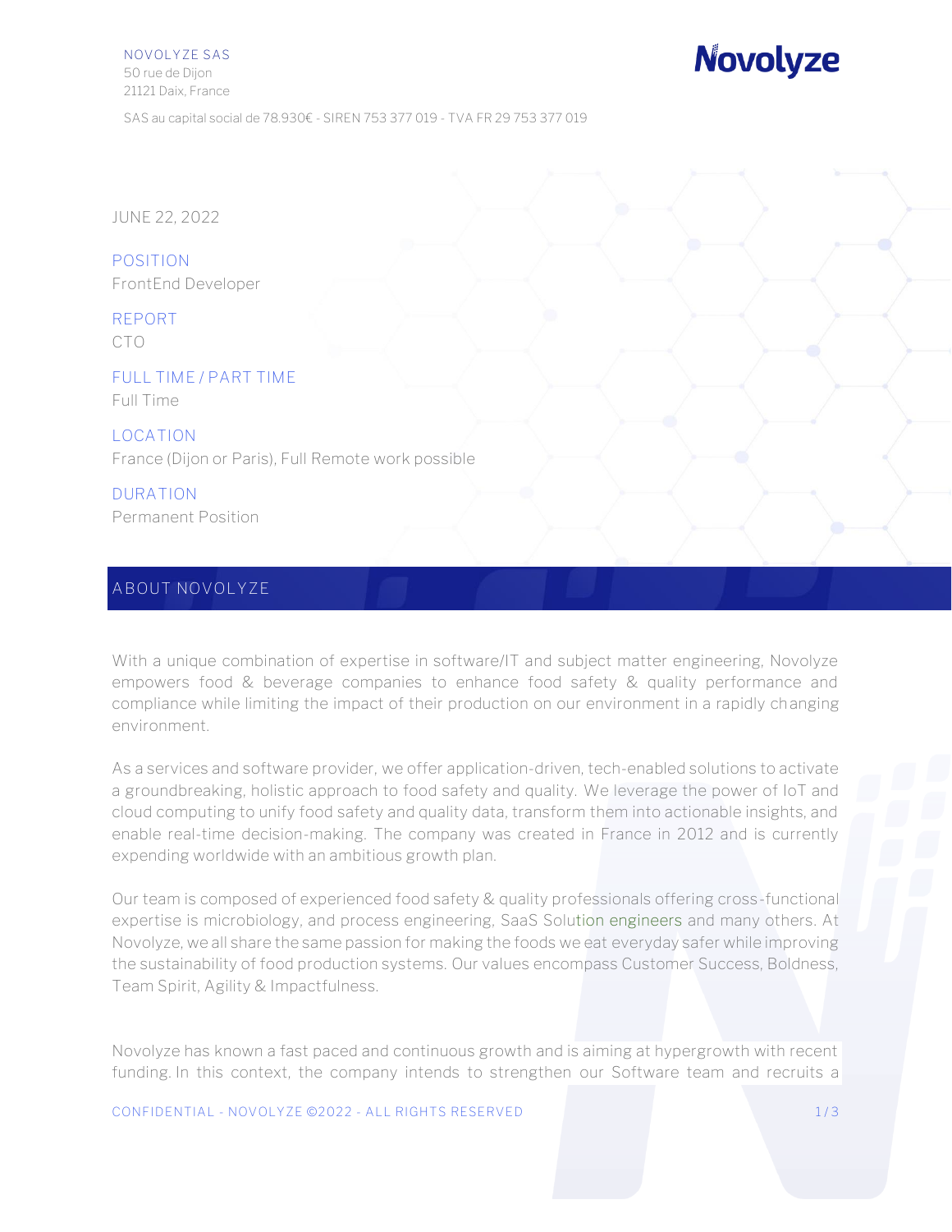NOVOLYZE SAS
50 rue de Dijon
21121 Daix, France

SAS au capital social de 78.930€ - SIREN 753 377 019 - TVA FR 29 753 377 019

JUNE 22, 2022

**POSITION**
FrontEnd Developer

**REPORT**
CTO

**FULL TIME / PART TIME**
Full Time

**LOCATION**
France (Dijon or Paris), Full Remote work possible

**DURATION**
Permanent Position

## ABOUT NOVOLYZE

With a unique combination of expertise in software/IT and subject matter engineering, Novolyze empowers food & beverage companies to enhance food safety & quality performance and compliance while limiting the impact of their production on our environment in a rapidly changing environment.

As a services and software provider, we offer application-driven, tech-enabled solutions to activate a groundbreaking, holistic approach to food safety and quality. We leverage the power of IoT and cloud computing to unify food safety and quality data, transform them into actionable insights, and enable real-time decision-making. The company was created in France in 2012 and is currently expending worldwide with an ambitious growth plan.

Our team is composed of experienced food safety & quality professionals offering cross-functional expertise is microbiology, and process engineering, SaaS Solution engineers and many others. At Novolyze, we all share the same passion for making the foods we eat everyday safer while improving the sustainability of food production systems. Our values encompass Customer Success, Boldness, Team Spirit, Agility & Impactfulness.

Novolyze has known a fast paced and continuous growth and is aiming at hypergrowth with recent funding. In this context, the company intends to strengthen our Software team and recruits a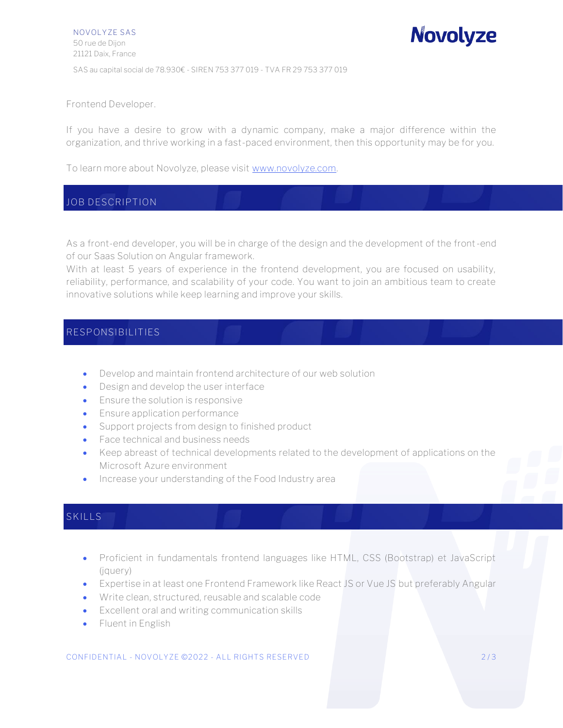NOVOLYZE SAS
50 rue de Dijon
21121 Daix, France

SAS au capital social de 78.930€ - SIREN 753 377 019 - TVA FR 29 753 377 019

Frontend Developer.

If you have a desire to grow with a dynamic company, make a major difference within the organization, and thrive working in a fast-paced environment, then this opportunity may be for you.

To learn more about Novolyze, please visit [www.novolyze.com](http://www.novolyze.com).

## JOB DESCRIPTION

As a front-end developer, you will be in charge of the design and the development of the front-end of our Saas Solution on Angular framework.
With at least 5 years of experience in the frontend development, you are focused on usability, reliability, performance, and scalability of your code. You want to join an ambitious team to create innovative solutions while keep learning and improve your skills.

## RESPONSIBILITIES

- Develop and maintain frontend architecture of our web solution
- Design and develop the user interface
- Ensure the solution is responsive
- Ensure application performance
- Support projects from design to finished product
- Face technical and business needs
- Keep abreast of technical developments related to the development of applications on the Microsoft Azure environment
- Increase your understanding of the Food Industry area

## SKILLS

- Proficient in fundamentals frontend languages like HTML, CSS (Bootstrap) et JavaScript (jquery)
- Expertise in at least one Frontend Framework like React JS or Vue JS but preferably Angular
- Write clean, structured, reusable and scalable code
- Excellent oral and writing communication skills
- Fluent in English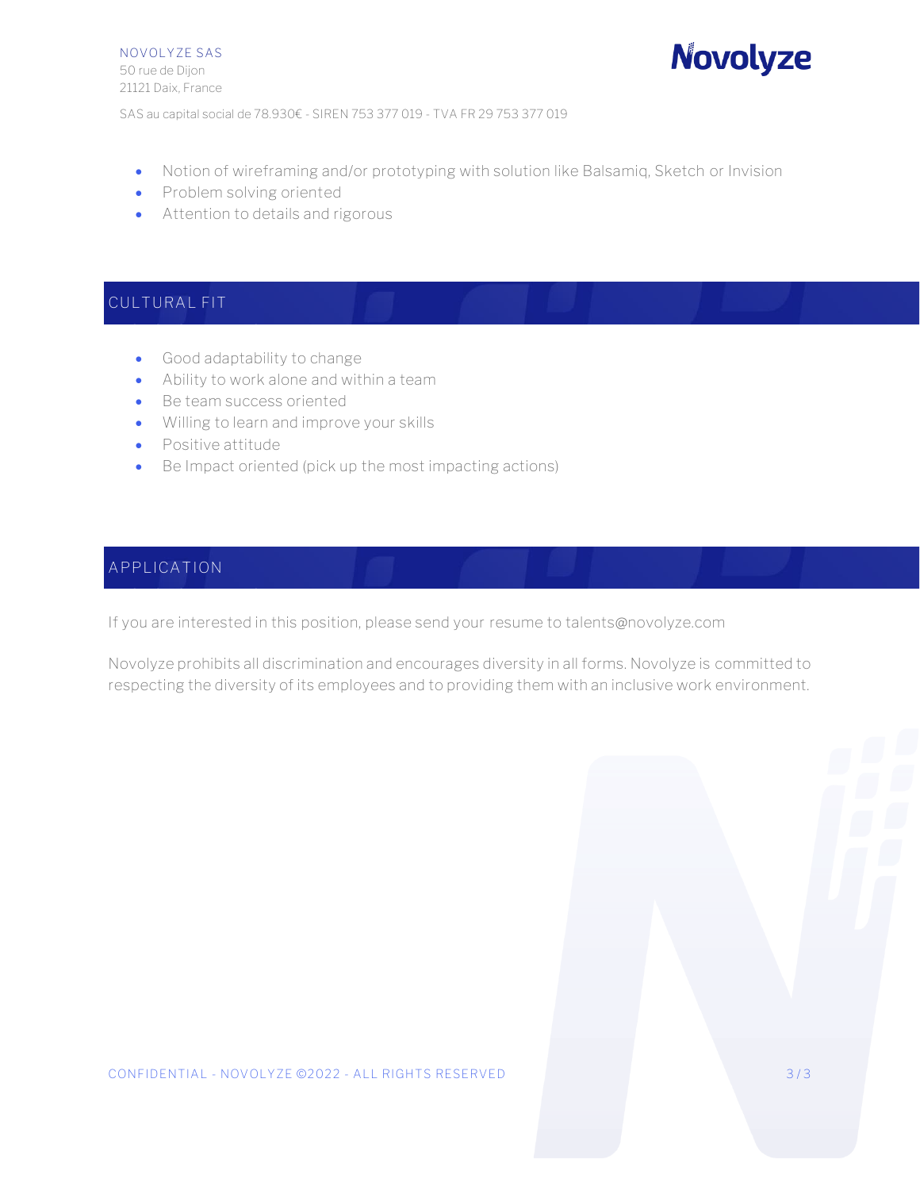- Notion of wireframing and/or prototyping with solution like Balsamiq, Sketch or Invision
- Problem solving oriented
- Attention to details and rigorous

## CULTURAL FIT

- Good adaptability to change
- Ability to work alone and within a team
- Be team success oriented
- Willing to learn and improve your skills
- Positive attitude
- Be Impact oriented (pick up the most impacting actions)

## APPLICATION

If you are interested in this position, please send your resume to talents@novolyze.com

Novolyze prohibits all discrimination and encourages diversity in all forms. Novolyze is committed to respecting the diversity of its employees and to providing them with an inclusive work environment.